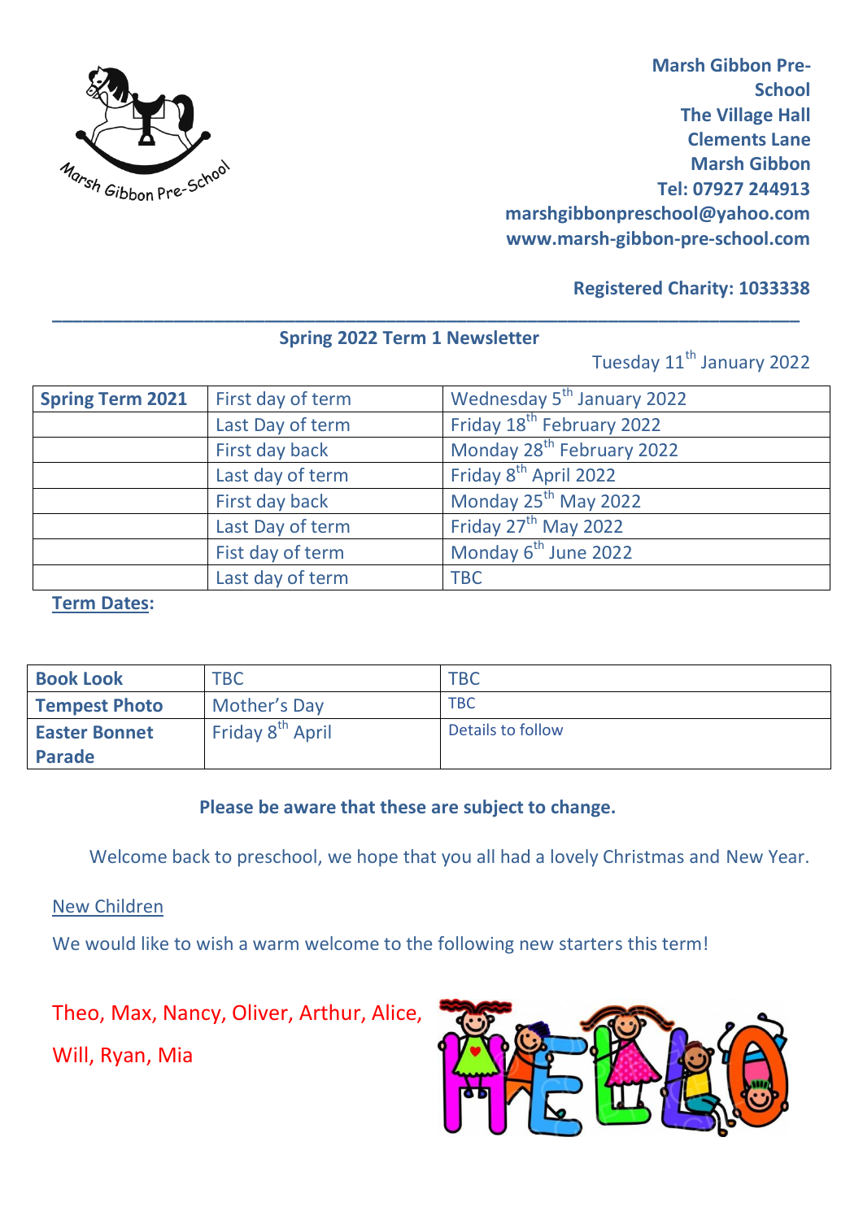**Marsh Gibbon Pre-School**
**The Village Hall**
**Clements Lane**
**Marsh Gibbon**
**Tel: 07927 244913**
**marshgibbonpreschool@yahoo.com**
**www.marsh-gibbon-pre-school.com**

**Registered Charity: 1033338**

---

## Spring 2022 Term 1 Newsletter

Tuesday 11th January 2022

| **Spring Term 2021** | First day of term | Wednesday 5th January 2022 |
|---|---|---|
| | Last Day of term | Friday 18th February 2022 |
| | First day back | Monday 28th February 2022 |
| | Last day of term | Friday 8th April 2022 |
| | First day back | Monday 25th May 2022 |
| | Last Day of term | Friday 27th May 2022 |
| | Fist day of term | Monday 6th June 2022 |
| | Last day of term | TBC |

**Term Dates:**

| **Book Look** | TBC | TBC |
|---|---|---|
| **Tempest Photo** | Mother's Day | TBC |
| **Easter Bonnet Parade** | Friday 8th April | Details to follow |

**Please be aware that these are subject to change.**

Welcome back to preschool, we hope that you all had a lovely Christmas and New Year.

New Children

We would like to wish a warm welcome to the following new starters this term!

Theo, Max, Nancy, Oliver, Arthur, Alice,

Will, Ryan, Mia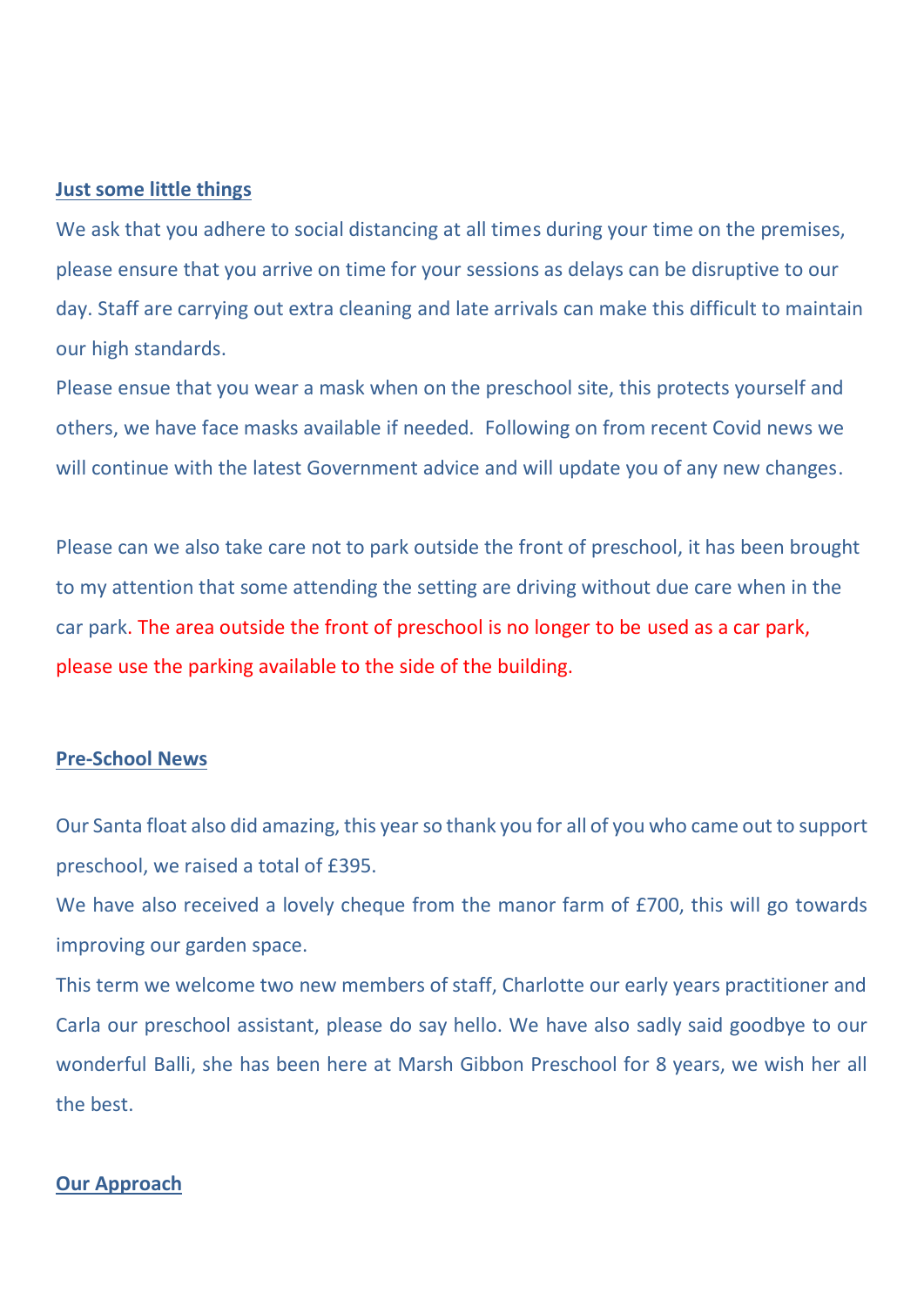**Just some little things**

We ask that you adhere to social distancing at all times during your time on the premises, please ensure that you arrive on time for your sessions as delays can be disruptive to our day. Staff are carrying out extra cleaning and late arrivals can make this difficult to maintain our high standards.

Please ensue that you wear a mask when on the preschool site, this protects yourself and others, we have face masks available if needed. Following on from recent Covid news we will continue with the latest Government advice and will update you of any new changes.

Please can we also take care not to park outside the front of preschool, it has been brought to my attention that some attending the setting are driving without due care when in the car park. The area outside the front of preschool is no longer to be used as a car park, please use the parking available to the side of the building.

**Pre-School News**

Our Santa float also did amazing, this year so thank you for all of you who came out to support preschool, we raised a total of £395.

We have also received a lovely cheque from the manor farm of £700, this will go towards improving our garden space.

This term we welcome two new members of staff, Charlotte our early years practitioner and Carla our preschool assistant, please do say hello. We have also sadly said goodbye to our wonderful Balli, she has been here at Marsh Gibbon Preschool for 8 years, we wish her all the best.

**Our Approach**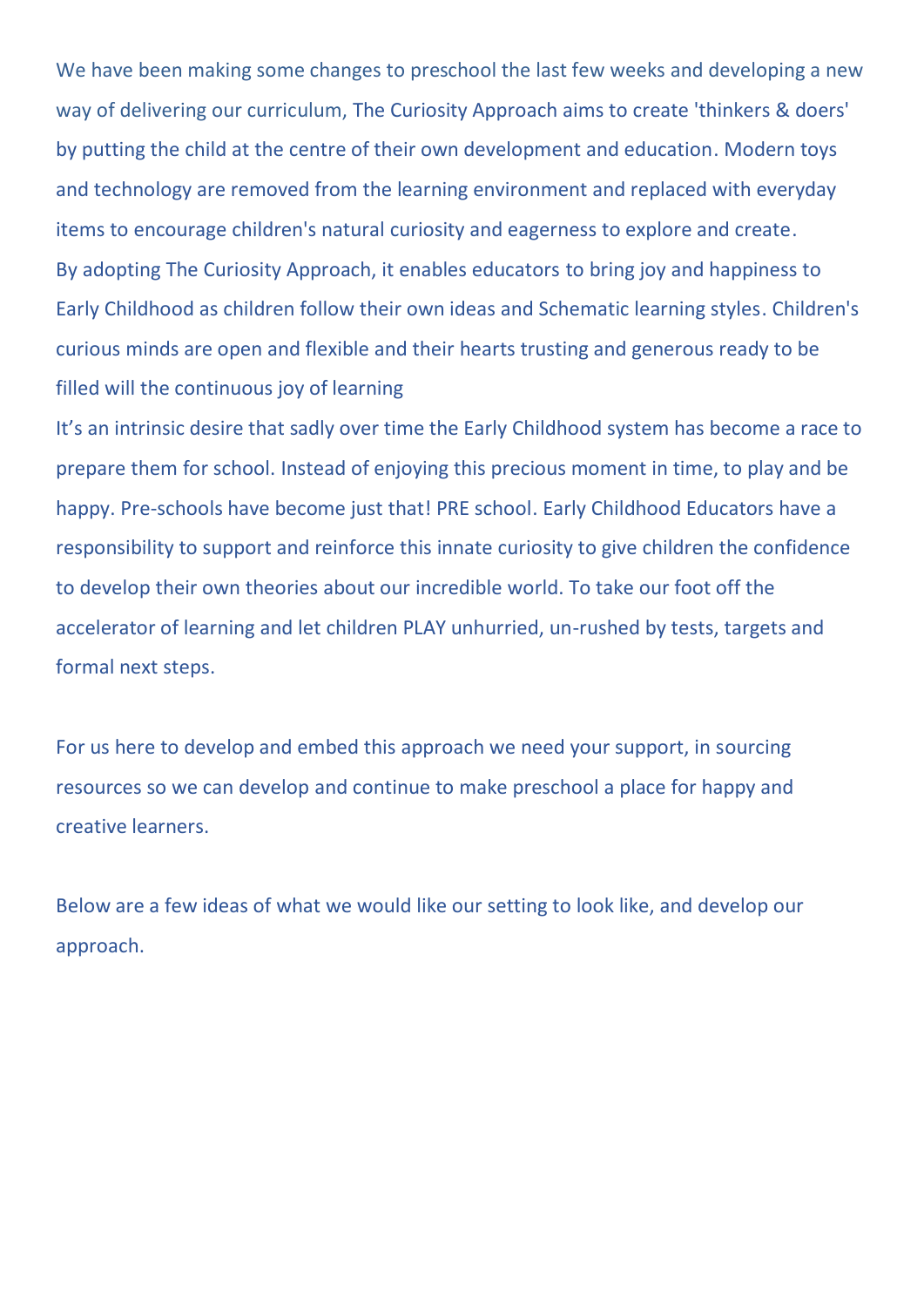We have been making some changes to preschool the last few weeks and developing a new way of delivering our curriculum, The Curiosity Approach aims to create 'thinkers & doers' by putting the child at the centre of their own development and education. Modern toys and technology are removed from the learning environment and replaced with everyday items to encourage children's natural curiosity and eagerness to explore and create.
By adopting The Curiosity Approach, it enables educators to bring joy and happiness to Early Childhood as children follow their own ideas and Schematic learning styles. Children's curious minds are open and flexible and their hearts trusting and generous ready to be filled will the continuous joy of learning
It's an intrinsic desire that sadly over time the Early Childhood system has become a race to prepare them for school. Instead of enjoying this precious moment in time, to play and be happy. Pre-schools have become just that! PRE school. Early Childhood Educators have a responsibility to support and reinforce this innate curiosity to give children the confidence to develop their own theories about our incredible world. To take our foot off the accelerator of learning and let children PLAY unhurried, un-rushed by tests, targets and formal next steps.

For us here to develop and embed this approach we need your support, in sourcing resources so we can develop and continue to make preschool a place for happy and creative learners.

Below are a few ideas of what we would like our setting to look like, and develop our approach.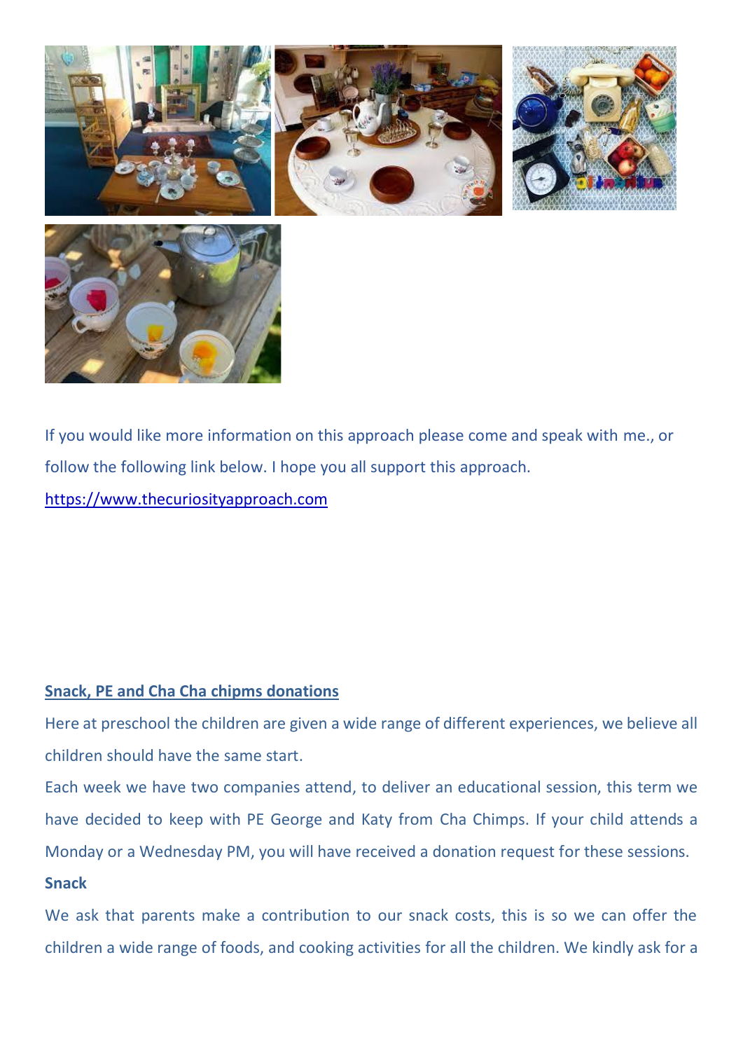If you would like more information on this approach please come and speak with me., or follow the following link below. I hope you all support this approach.

[https://www.thecuriosityapproach.com](https://www.thecuriosityapproach.com)

**Snack, PE and Cha Cha chipms donations**

Here at preschool the children are given a wide range of different experiences, we believe all children should have the same start.

Each week we have two companies attend, to deliver an educational session, this term we have decided to keep with PE George and Katy from Cha Chimps. If your child attends a Monday or a Wednesday PM, you will have received a donation request for these sessions.

**Snack**

We ask that parents make a contribution to our snack costs, this is so we can offer the children a wide range of foods, and cooking activities for all the children. We kindly ask for a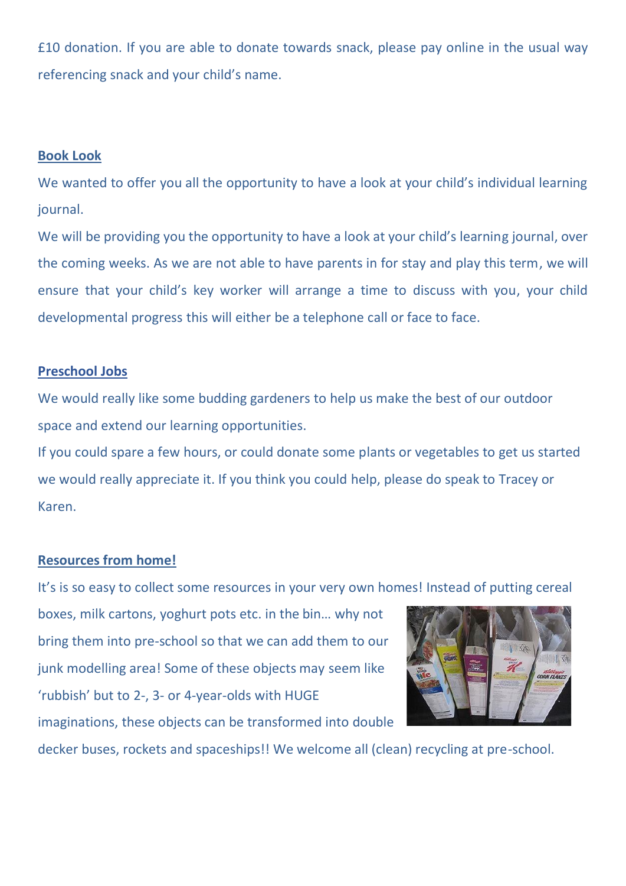£10 donation. If you are able to donate towards snack, please pay online in the usual way referencing snack and your child's name.

## Book Look

We wanted to offer you all the opportunity to have a look at your child's individual learning journal.

We will be providing you the opportunity to have a look at your child's learning journal, over the coming weeks. As we are not able to have parents in for stay and play this term, we will ensure that your child's key worker will arrange a time to discuss with you, your child developmental progress this will either be a telephone call or face to face.

## Preschool Jobs

We would really like some budding gardeners to help us make the best of our outdoor space and extend our learning opportunities.

If you could spare a few hours, or could donate some plants or vegetables to get us started we would really appreciate it. If you think you could help, please do speak to Tracey or Karen.

## Resources from home!

It's is so easy to collect some resources in your very own homes! Instead of putting cereal boxes, milk cartons, yoghurt pots etc. in the bin… why not bring them into pre-school so that we can add them to our junk modelling area! Some of these objects may seem like 'rubbish' but to 2-, 3- or 4-year-olds with HUGE imaginations, these objects can be transformed into double decker buses, rockets and spaceships!! We welcome all (clean) recycling at pre-school.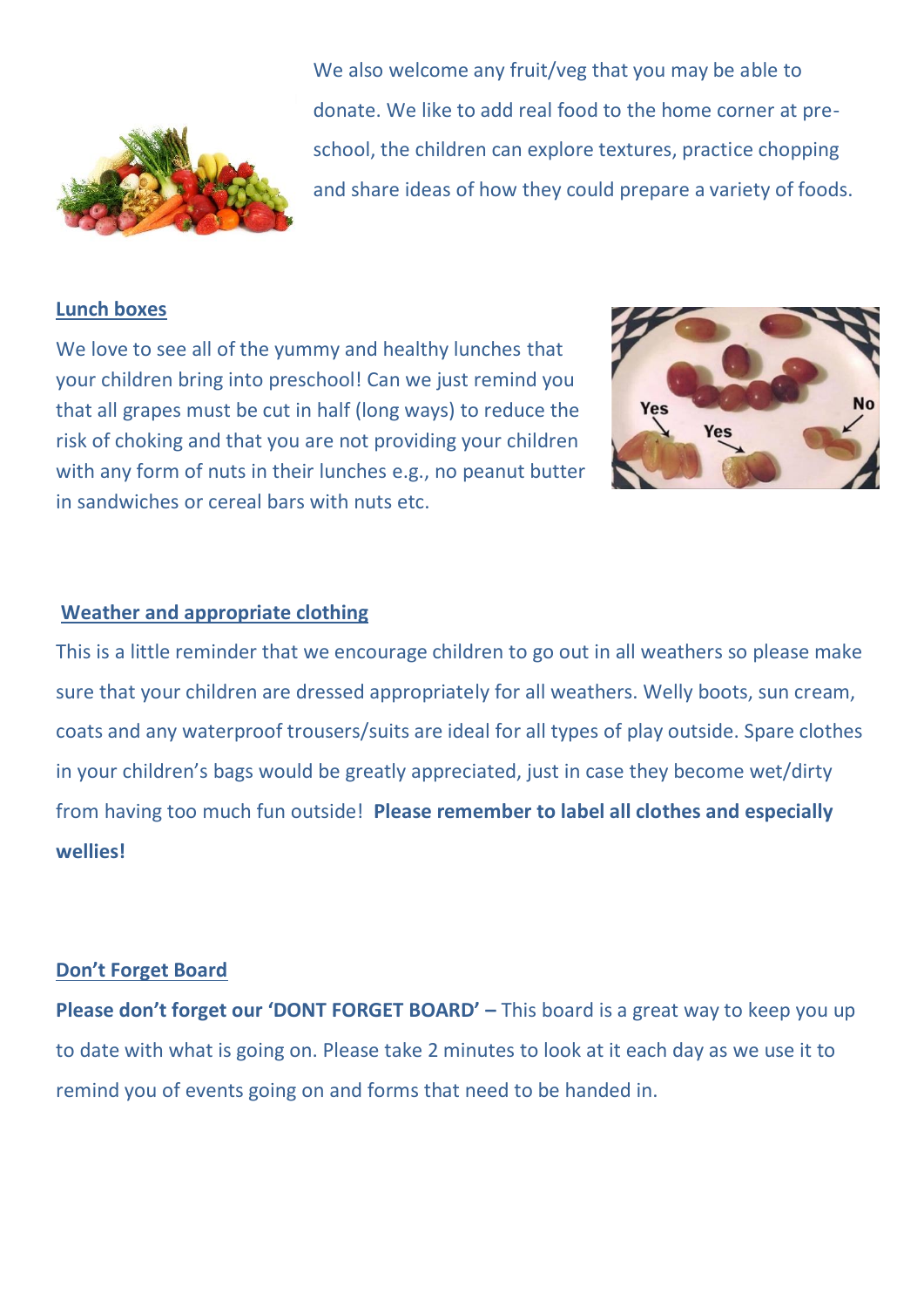We also welcome any fruit/veg that you may be able to donate. We like to add real food to the home corner at pre-school, the children can explore textures, practice chopping and share ideas of how they could prepare a variety of foods.

## Lunch boxes

We love to see all of the yummy and healthy lunches that your children bring into preschool! Can we just remind you that all grapes must be cut in half (long ways) to reduce the risk of choking and that you are not providing your children with any form of nuts in their lunches e.g., no peanut butter in sandwiches or cereal bars with nuts etc.

## Weather and appropriate clothing

This is a little reminder that we encourage children to go out in all weathers so please make sure that your children are dressed appropriately for all weathers. Welly boots, sun cream, coats and any waterproof trousers/suits are ideal for all types of play outside. Spare clothes in your children's bags would be greatly appreciated, just in case they become wet/dirty from having too much fun outside! **Please remember to label all clothes and especially wellies!**

## Don't Forget Board

**Please don't forget our 'DONT FORGET BOARD' –** This board is a great way to keep you up to date with what is going on. Please take 2 minutes to look at it each day as we use it to remind you of events going on and forms that need to be handed in.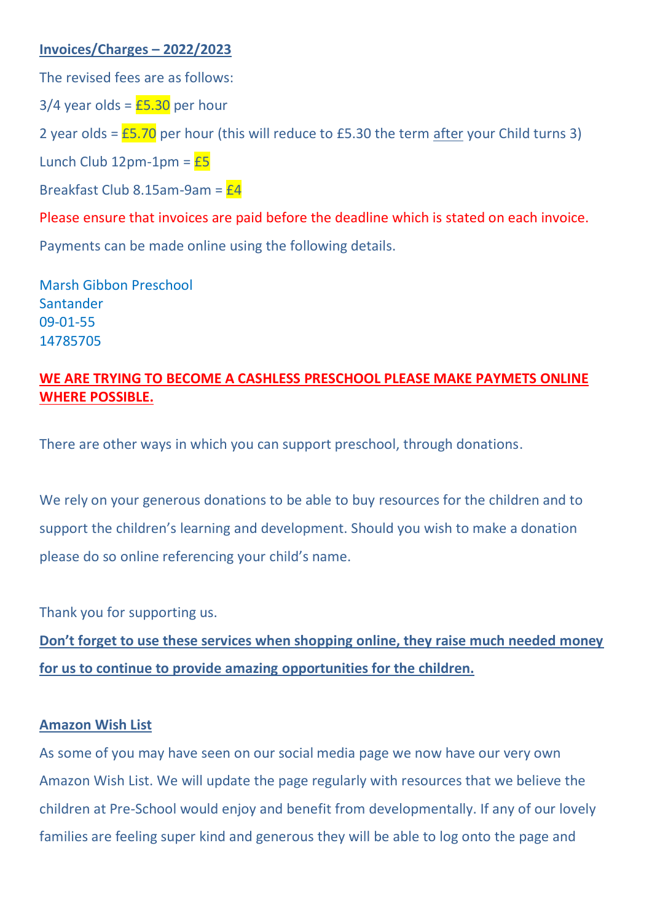**Invoices/Charges – 2022/2023**

The revised fees are as follows:

3/4 year olds = £5.30 per hour

2 year olds = £5.70 per hour (this will reduce to £5.30 the term after your Child turns 3)

Lunch Club 12pm-1pm = £5

Breakfast Club 8.15am-9am = £4

Please ensure that invoices are paid before the deadline which is stated on each invoice.

Payments can be made online using the following details.

Marsh Gibbon Preschool
Santander
09-01-55
14785705

**WE ARE TRYING TO BECOME A CASHLESS PRESCHOOL PLEASE MAKE PAYMETS ONLINE WHERE POSSIBLE.**

There are other ways in which you can support preschool, through donations.

We rely on your generous donations to be able to buy resources for the children and to support the children's learning and development. Should you wish to make a donation please do so online referencing your child's name.

Thank you for supporting us.

**Don't forget to use these services when shopping online, they raise much needed money for us to continue to provide amazing opportunities for the children.**

**Amazon Wish List**

As some of you may have seen on our social media page we now have our very own Amazon Wish List. We will update the page regularly with resources that we believe the children at Pre-School would enjoy and benefit from developmentally. If any of our lovely families are feeling super kind and generous they will be able to log onto the page and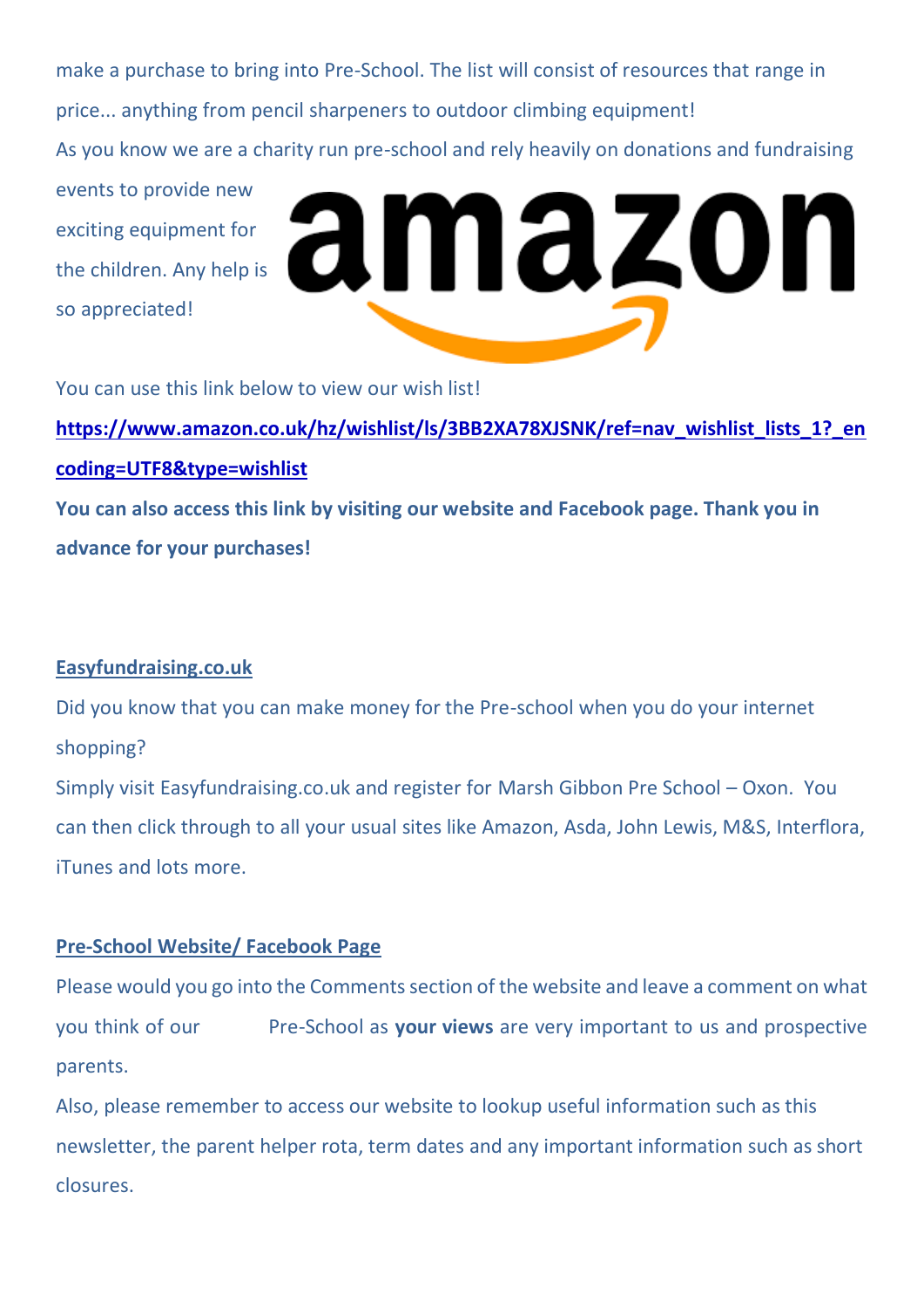make a purchase to bring into Pre-School. The list will consist of resources that range in price... anything from pencil sharpeners to outdoor climbing equipment!

As you know we are a charity run pre-school and rely heavily on donations and fundraising events to provide new exciting equipment for the children. Any help is so appreciated!

You can use this link below to view our wish list!

**https://www.amazon.co.uk/hz/wishlist/ls/3BB2XA78XJSNK/ref=nav_wishlist_lists_1?_encoding=UTF8&type=wishlist**

**You can also access this link by visiting our website and Facebook page. Thank you in advance for your purchases!**

## Easyfundraising.co.uk

Did you know that you can make money for the Pre-school when you do your internet shopping?

Simply visit Easyfundraising.co.uk and register for Marsh Gibbon Pre School – Oxon. You can then click through to all your usual sites like Amazon, Asda, John Lewis, M&S, Interflora, iTunes and lots more.

## Pre-School Website/ Facebook Page

Please would you go into the Comments section of the website and leave a comment on what you think of our Pre-School as **your views** are very important to us and prospective parents.

Also, please remember to access our website to lookup useful information such as this newsletter, the parent helper rota, term dates and any important information such as short closures.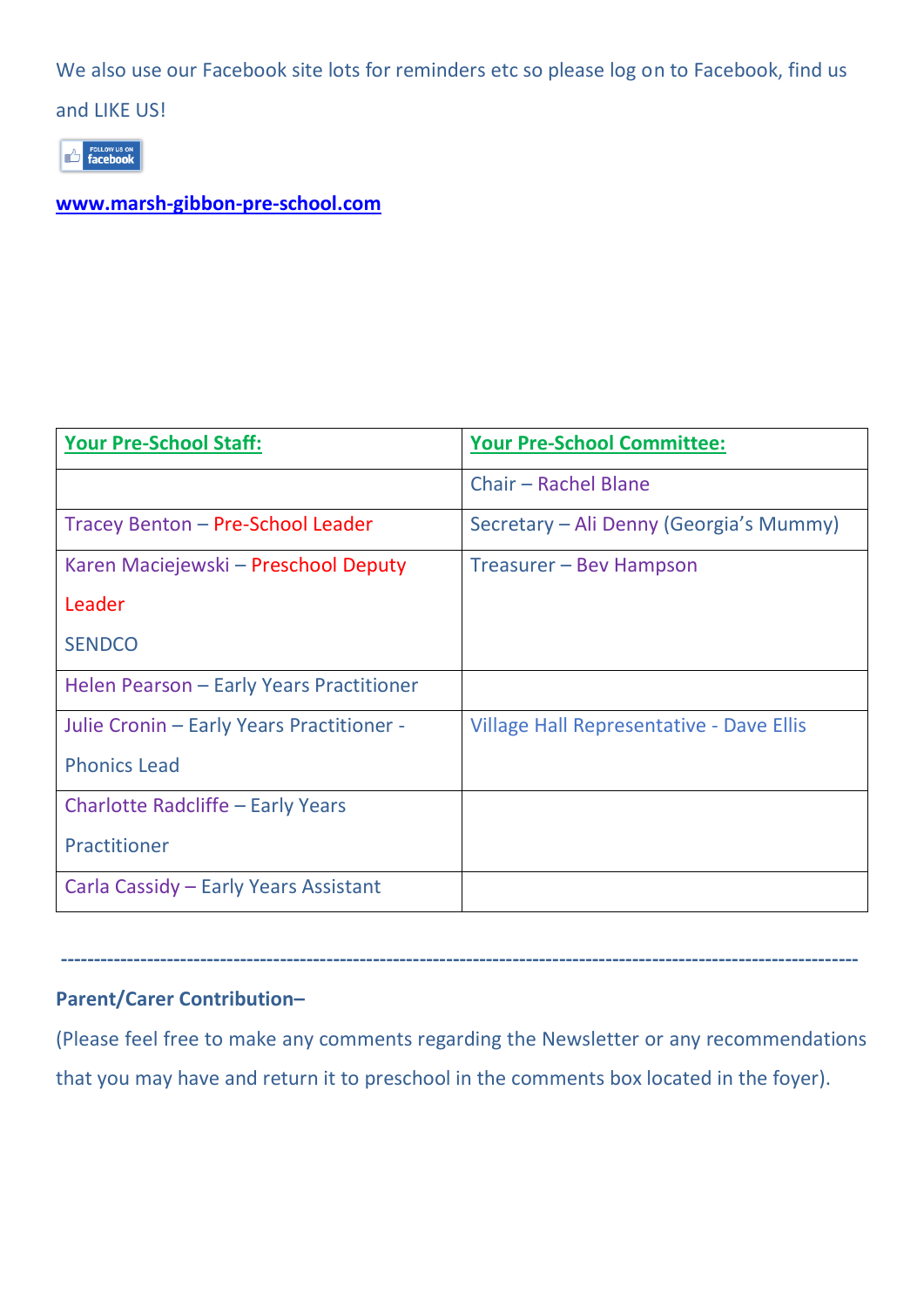We also use our Facebook site lots for reminders etc so please log on to Facebook, find us and LIKE US!

**[www.marsh-gibbon-pre-school.com](http://www.marsh-gibbon-pre-school.com)**

| Your Pre-School Staff: | Your Pre-School Committee: |
|---|---|
| | Chair – Rachel Blane |
| Tracey Benton – Pre-School Leader | Secretary – Ali Denny (Georgia's Mummy) |
| Karen Maciejewski – Preschool Deputy Leader<br>SENDCO | Treasurer – Bev Hampson |
| Helen Pearson – Early Years Practitioner | |
| Julie Cronin – Early Years Practitioner - Phonics Lead | Village Hall Representative - Dave Ellis |
| Charlotte Radcliffe – Early Years Practitioner | |
| Carla Cassidy – Early Years Assistant | |

---

**Parent/Carer Contribution–**

(Please feel free to make any comments regarding the Newsletter or any recommendations that you may have and return it to preschool in the comments box located in the foyer).